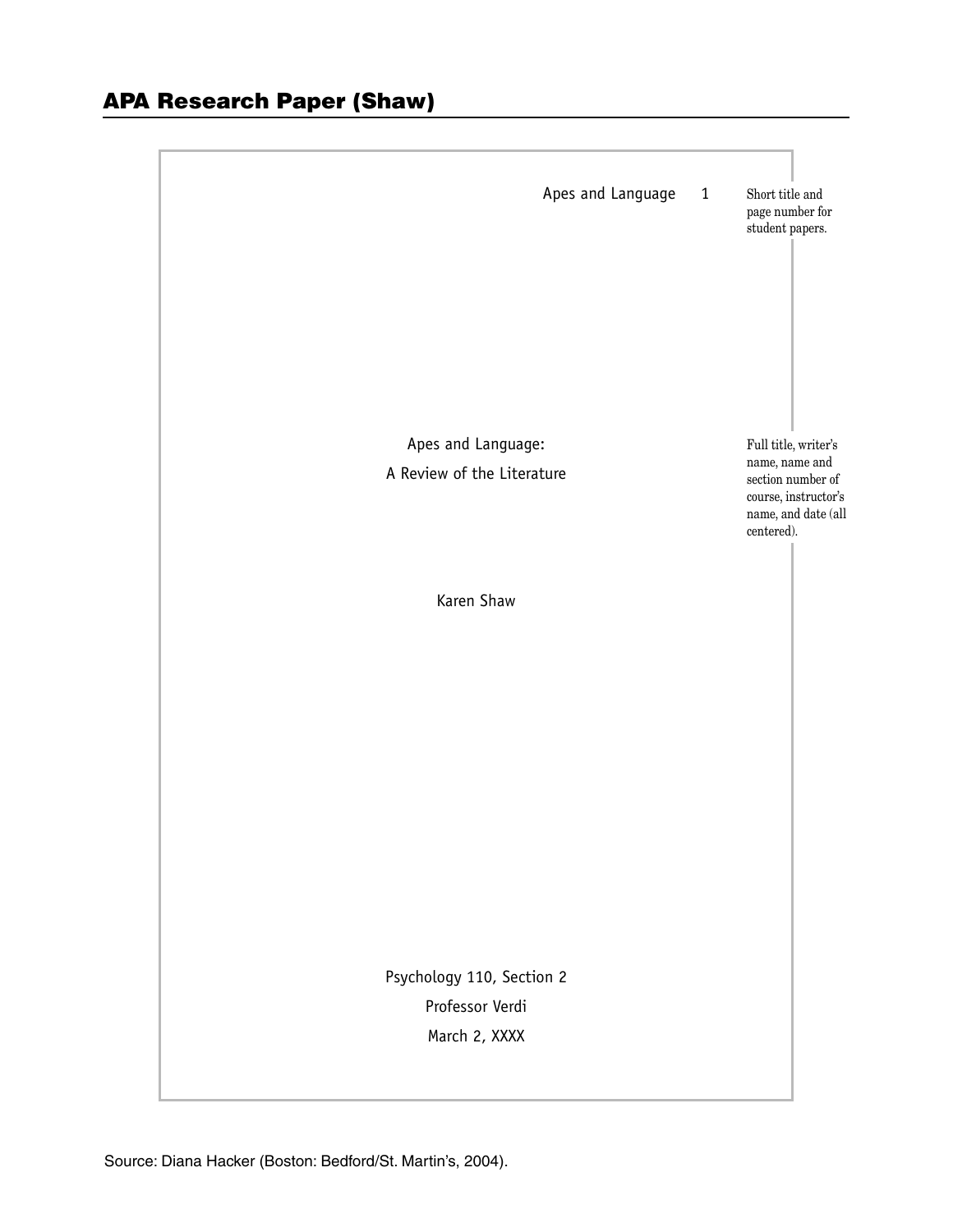## APA Research Paper (Shaw)

Apes and Language 1

Short title and page number for student papers.

Apes and Language:

A Review of the Literature

Karen Shaw

Full title, writer's name, name and section number of course, instructor's name, and date (all centered).

Psychology 110, Section 2

Professor Verdi

March 2, XXXX

Source: Diana Hacker (Boston: Bedford/St. Martin's, 2004).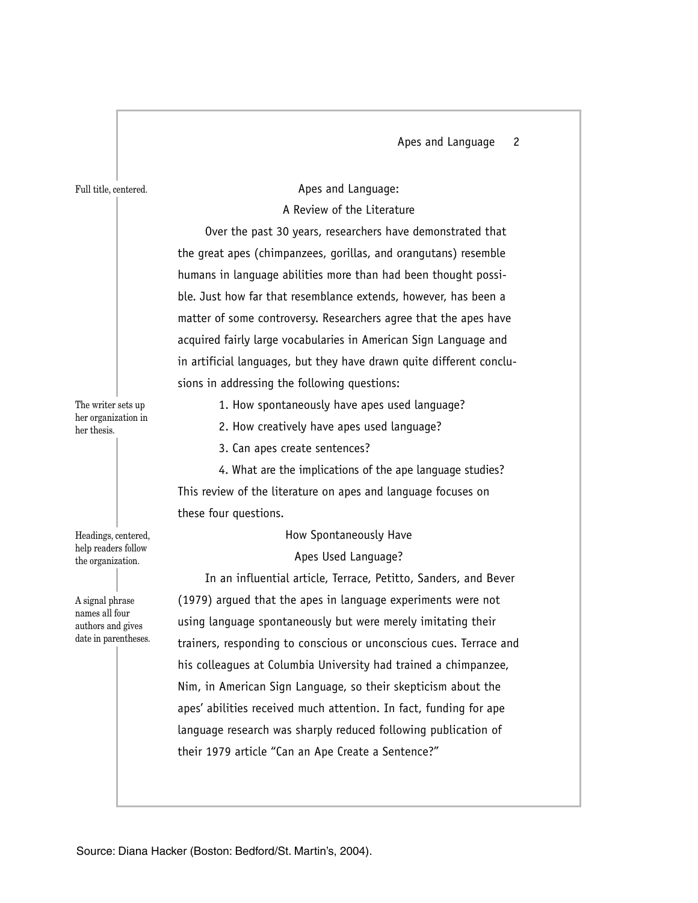# Apes and Language:
# A Review of the Literature

Full title, centered.

Over the past 30 years, researchers have demonstrated that the great apes (chimpanzees, gorillas, and orangutans) resemble humans in language abilities more than had been thought possible. Just how far that resemblance extends, however, has been a matter of some controversy. Researchers agree that the apes have acquired fairly large vocabularies in American Sign Language and in artificial languages, but they have drawn quite different conclusions in addressing the following questions:

The writer sets up her organization in her thesis.

1. How spontaneously have apes used language?
2. How creatively have apes used language?
3. Can apes create sentences?
4. What are the implications of the ape language studies?

This review of the literature on apes and language focuses on these four questions.

## How Spontaneously Have Apes Used Language?

Headings, centered, help readers follow the organization.

A signal phrase names all four authors and gives date in parentheses.

In an influential article, Terrace, Petitto, Sanders, and Bever (1979) argued that the apes in language experiments were not using language spontaneously but were merely imitating their trainers, responding to conscious or unconscious cues. Terrace and his colleagues at Columbia University had trained a chimpanzee, Nim, in American Sign Language, so their skepticism about the apes' abilities received much attention. In fact, funding for ape language research was sharply reduced following publication of their 1979 article "Can an Ape Create a Sentence?"

Source: Diana Hacker (Boston: Bedford/St. Martin's, 2004).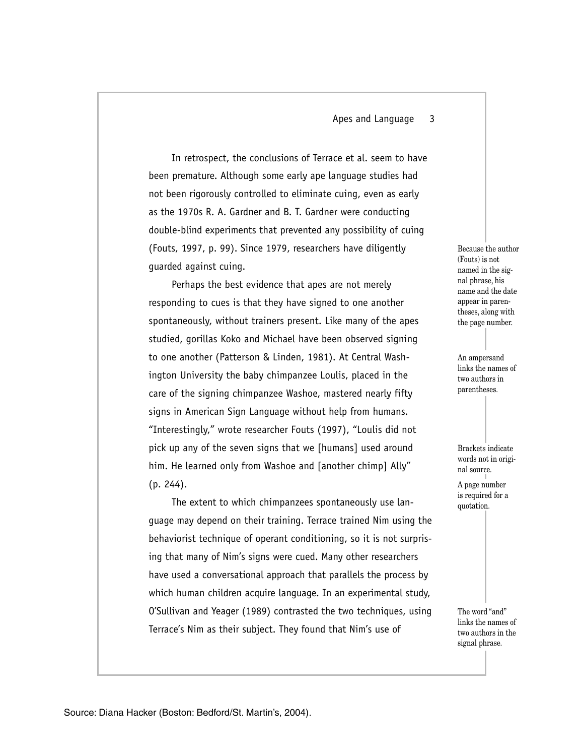In retrospect, the conclusions of Terrace et al. seem to have been premature. Although some early ape language studies had not been rigorously controlled to eliminate cuing, even as early as the 1970s R. A. Gardner and B. T. Gardner were conducting double-blind experiments that prevented any possibility of cuing (Fouts, 1997, p. 99). Since 1979, researchers have diligently guarded against cuing.

Perhaps the best evidence that apes are not merely responding to cues is that they have signed to one another spontaneously, without trainers present. Like many of the apes studied, gorillas Koko and Michael have been observed signing to one another (Patterson & Linden, 1981). At Central Washington University the baby chimpanzee Loulis, placed in the care of the signing chimpanzee Washoe, mastered nearly fifty signs in American Sign Language without help from humans. "Interestingly," wrote researcher Fouts (1997), "Loulis did not pick up any of the seven signs that we [humans] used around him. He learned only from Washoe and [another chimp] Ally" (p. 244).

The extent to which chimpanzees spontaneously use language may depend on their training. Terrace trained Nim using the behaviorist technique of operant conditioning, so it is not surprising that many of Nim's signs were cued. Many other researchers have used a conversational approach that parallels the process by which human children acquire language. In an experimental study, O'Sullivan and Yeager (1989) contrasted the two techniques, using Terrace's Nim as their subject. They found that Nim's use of

Because the author (Fouts) is not named in the signal phrase, his name and the date appear in parentheses, along with the page number.

An ampersand links the names of two authors in parentheses.

Brackets indicate words not in original source.

A page number is required for a quotation.

The word "and" links the names of two authors in the signal phrase.

Source: Diana Hacker (Boston: Bedford/St. Martin's, 2004).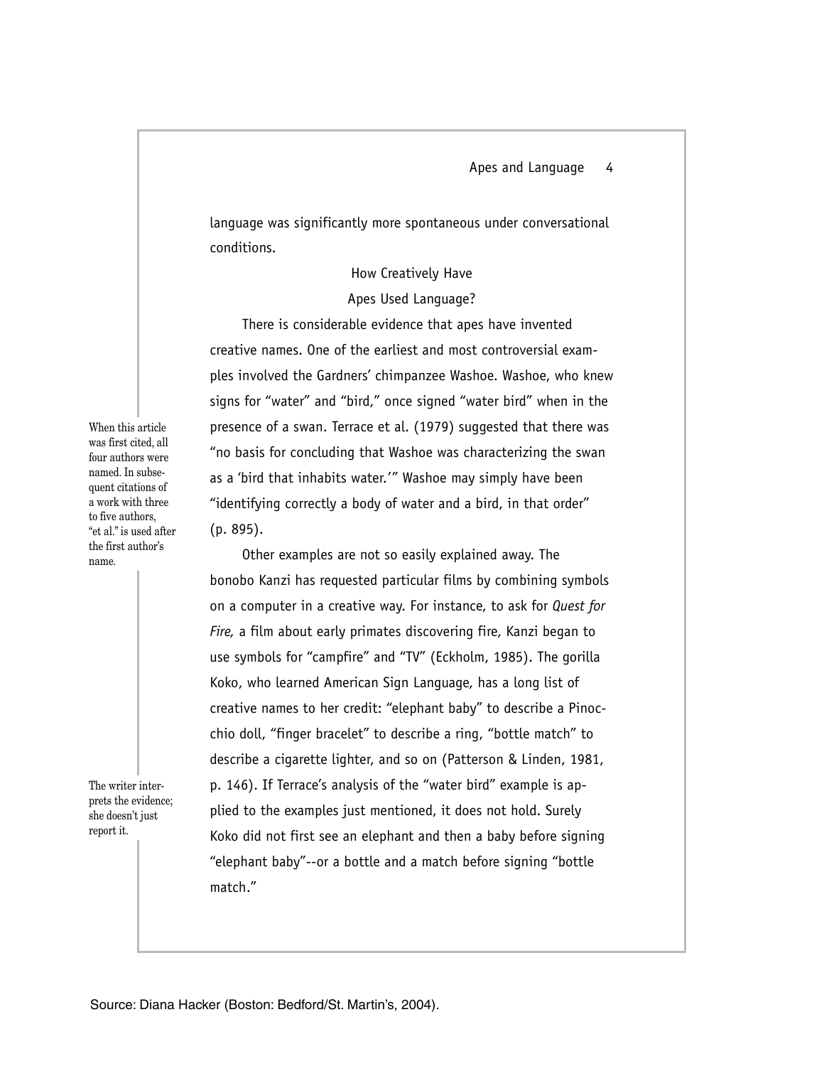language was significantly more spontaneous under conversational conditions.

## How Creatively Have Apes Used Language?

There is considerable evidence that apes have invented creative names. One of the earliest and most controversial examples involved the Gardners' chimpanzee Washoe. Washoe, who knew signs for "water" and "bird," once signed "water bird" when in the presence of a swan. Terrace et al. (1979) suggested that there was "no basis for concluding that Washoe was characterizing the swan as a 'bird that inhabits water.'" Washoe may simply have been "identifying correctly a body of water and a bird, in that order" (p. 895).

When this article was first cited, all four authors were named. In subsequent citations of a work with three to five authors, "et al." is used after the first author's name.

Other examples are not so easily explained away. The bonobo Kanzi has requested particular films by combining symbols on a computer in a creative way. For instance, to ask for *Quest for Fire,* a film about early primates discovering fire, Kanzi began to use symbols for "campfire" and "TV" (Eckholm, 1985). The gorilla Koko, who learned American Sign Language, has a long list of creative names to her credit: "elephant baby" to describe a Pinocchio doll, "finger bracelet" to describe a ring, "bottle match" to describe a cigarette lighter, and so on (Patterson & Linden, 1981, p. 146). If Terrace's analysis of the "water bird" example is applied to the examples just mentioned, it does not hold. Surely Koko did not first see an elephant and then a baby before signing "elephant baby"--or a bottle and a match before signing "bottle match."

The writer interprets the evidence; she doesn't just report it.

Source: Diana Hacker (Boston: Bedford/St. Martin's, 2004).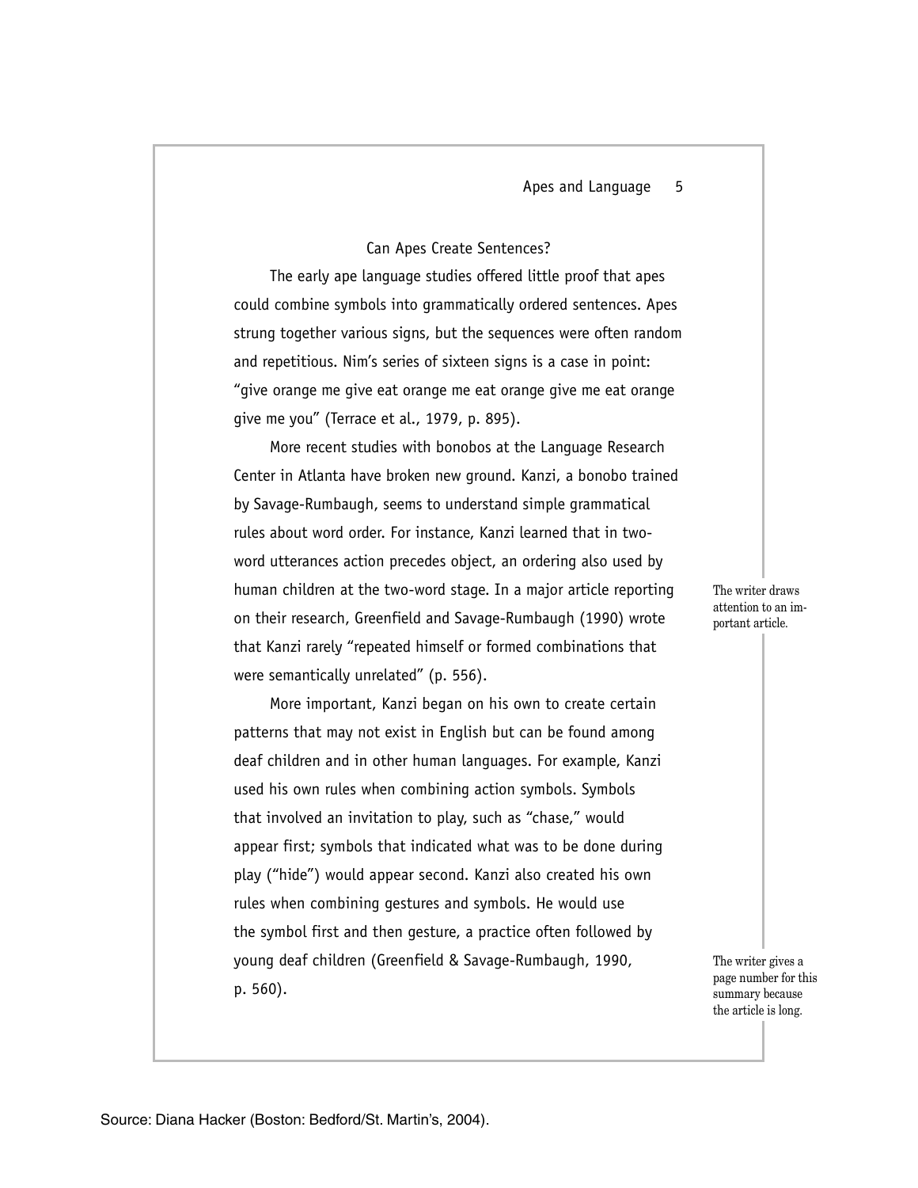## Can Apes Create Sentences?

The early ape language studies offered little proof that apes could combine symbols into grammatically ordered sentences. Apes strung together various signs, but the sequences were often random and repetitious. Nim's series of sixteen signs is a case in point: "give orange me give eat orange me eat orange give me eat orange give me you" (Terrace et al., 1979, p. 895).

More recent studies with bonobos at the Language Research Center in Atlanta have broken new ground. Kanzi, a bonobo trained by Savage-Rumbaugh, seems to understand simple grammatical rules about word order. For instance, Kanzi learned that in two-word utterances action precedes object, an ordering also used by human children at the two-word stage. In a major article reporting on their research, Greenfield and Savage-Rumbaugh (1990) wrote that Kanzi rarely "repeated himself or formed combinations that were semantically unrelated" (p. 556).

The writer draws attention to an important article.

More important, Kanzi began on his own to create certain patterns that may not exist in English but can be found among deaf children and in other human languages. For example, Kanzi used his own rules when combining action symbols. Symbols that involved an invitation to play, such as "chase," would appear first; symbols that indicated what was to be done during play ("hide") would appear second. Kanzi also created his own rules when combining gestures and symbols. He would use the symbol first and then gesture, a practice often followed by young deaf children (Greenfield & Savage-Rumbaugh, 1990, p. 560).

The writer gives a page number for this summary because the article is long.

Source: Diana Hacker (Boston: Bedford/St. Martin's, 2004).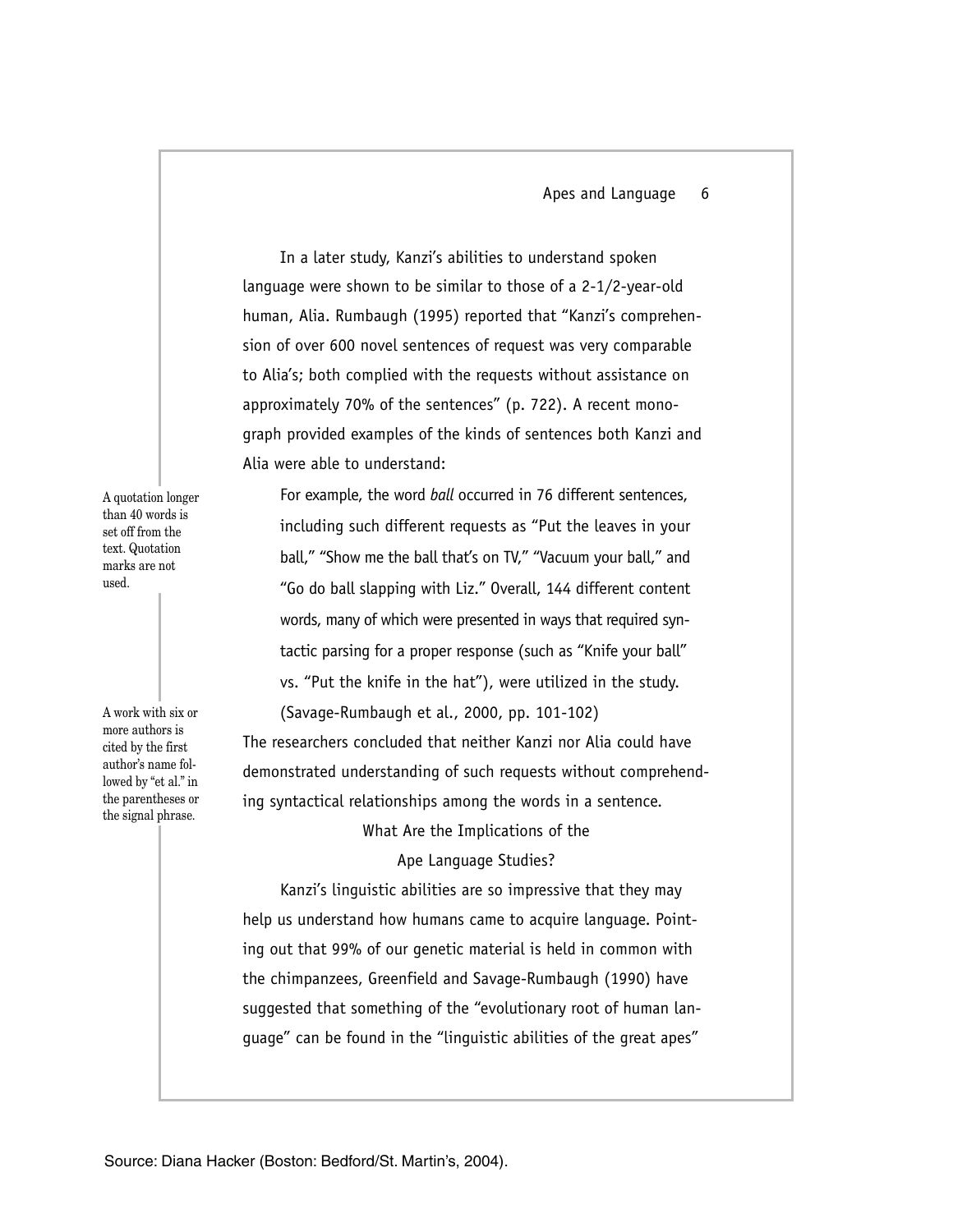In a later study, Kanzi's abilities to understand spoken language were shown to be similar to those of a 2-1/2-year-old human, Alia. Rumbaugh (1995) reported that "Kanzi's comprehension of over 600 novel sentences of request was very comparable to Alia's; both complied with the requests without assistance on approximately 70% of the sentences" (p. 722). A recent monograph provided examples of the kinds of sentences both Kanzi and Alia were able to understand:

A quotation longer than 40 words is set off from the text. Quotation marks are not used.

> For example, the word *ball* occurred in 76 different sentences, including such different requests as "Put the leaves in your ball," "Show me the ball that's on TV," "Vacuum your ball," and "Go do ball slapping with Liz." Overall, 144 different content words, many of which were presented in ways that required syntactic parsing for a proper response (such as "Knife your ball" vs. "Put the knife in the hat"), were utilized in the study. (Savage-Rumbaugh et al., 2000, pp. 101-102)

A work with six or more authors is cited by the first author's name followed by "et al." in the parentheses or the signal phrase.

The researchers concluded that neither Kanzi nor Alia could have demonstrated understanding of such requests without comprehending syntactical relationships among the words in a sentence.

## What Are the Implications of the Ape Language Studies?

Kanzi's linguistic abilities are so impressive that they may help us understand how humans came to acquire language. Pointing out that 99% of our genetic material is held in common with the chimpanzees, Greenfield and Savage-Rumbaugh (1990) have suggested that something of the "evolutionary root of human language" can be found in the "linguistic abilities of the great apes"

Source: Diana Hacker (Boston: Bedford/St. Martin's, 2004).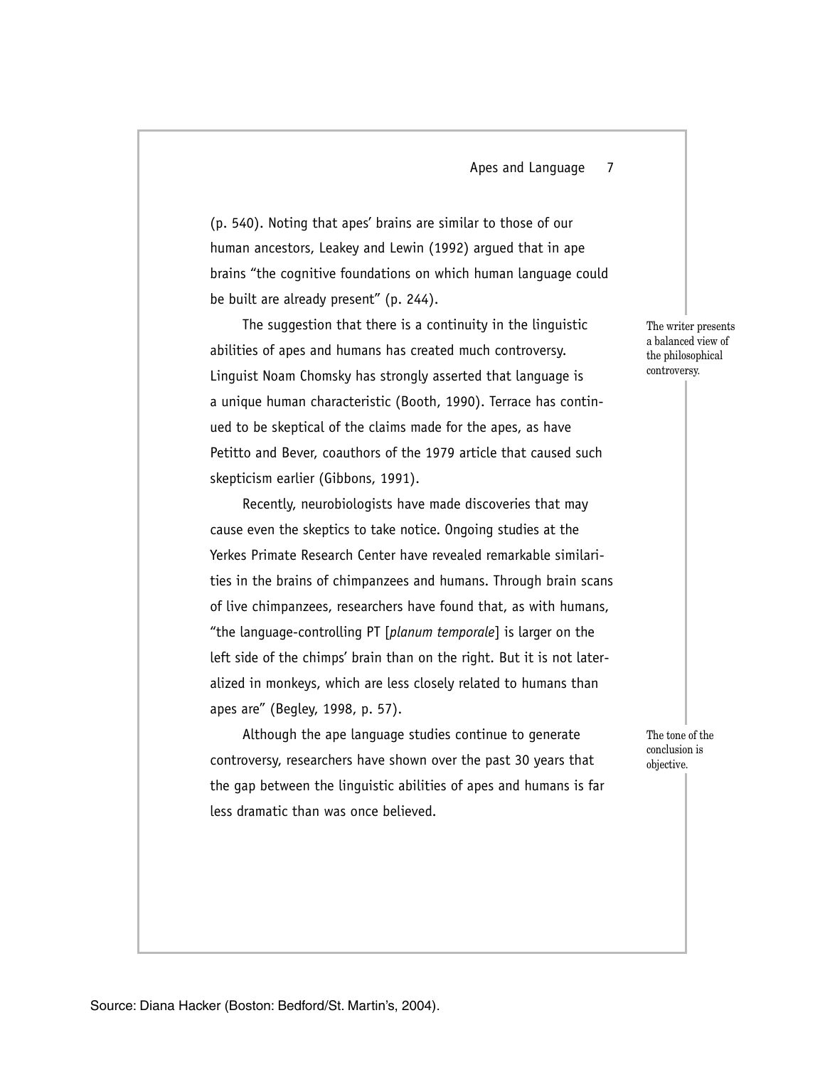(p. 540). Noting that apes' brains are similar to those of our human ancestors, Leakey and Lewin (1992) argued that in ape brains "the cognitive foundations on which human language could be built are already present" (p. 244).

The suggestion that there is a continuity in the linguistic abilities of apes and humans has created much controversy. Linguist Noam Chomsky has strongly asserted that language is a unique human characteristic (Booth, 1990). Terrace has continued to be skeptical of the claims made for the apes, as have Petitto and Bever, coauthors of the 1979 article that caused such skepticism earlier (Gibbons, 1991).

The writer presents a balanced view of the philosophical controversy.

Recently, neurobiologists have made discoveries that may cause even the skeptics to take notice. Ongoing studies at the Yerkes Primate Research Center have revealed remarkable similarities in the brains of chimpanzees and humans. Through brain scans of live chimpanzees, researchers have found that, as with humans, "the language-controlling PT [*planum temporale*] is larger on the left side of the chimps' brain than on the right. But it is not lateralized in monkeys, which are less closely related to humans than apes are" (Begley, 1998, p. 57).

Although the ape language studies continue to generate controversy, researchers have shown over the past 30 years that the gap between the linguistic abilities of apes and humans is far less dramatic than was once believed.

The tone of the conclusion is objective.

Source: Diana Hacker (Boston: Bedford/St. Martin's, 2004).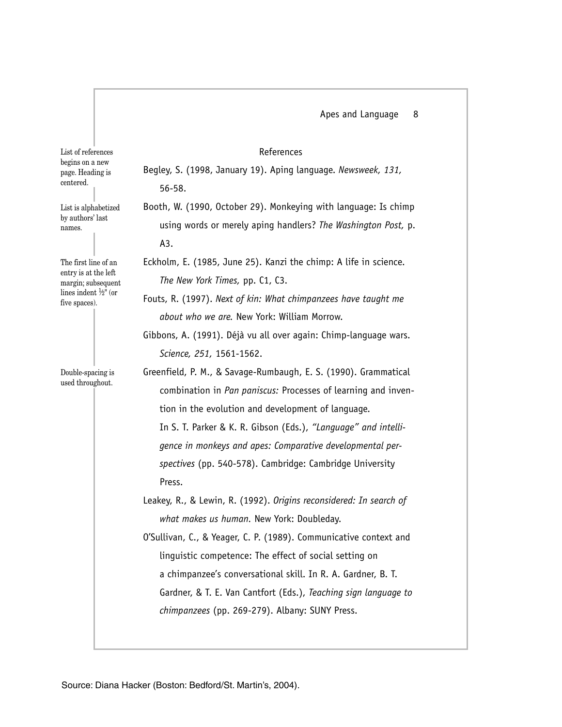List of references begins on a new page. Heading is centered.

List is alphabetized by authors' last names.

The first line of an entry is at the left margin; subsequent lines indent ½" (or five spaces).

Double-spacing is used throughout.

## References

Begley, S. (1998, January 19). Aping language. *Newsweek, 131,* 56-58.

Booth, W. (1990, October 29). Monkeying with language: Is chimp using words or merely aping handlers? *The Washington Post,* p. A3.

Eckholm, E. (1985, June 25). Kanzi the chimp: A life in science. *The New York Times,* pp. C1, C3.

Fouts, R. (1997). *Next of kin: What chimpanzees have taught me about who we are.* New York: William Morrow.

Gibbons, A. (1991). Déjà vu all over again: Chimp-language wars. *Science, 251,* 1561-1562.

Greenfield, P. M., & Savage-Rumbaugh, E. S. (1990). Grammatical combination in *Pan paniscus:* Processes of learning and invention in the evolution and development of language. In S. T. Parker & K. R. Gibson (Eds.), *"Language" and intelligence in monkeys and apes: Comparative developmental perspectives* (pp. 540-578). Cambridge: Cambridge University Press.

Leakey, R., & Lewin, R. (1992). *Origins reconsidered: In search of what makes us human.* New York: Doubleday.

O'Sullivan, C., & Yeager, C. P. (1989). Communicative context and linguistic competence: The effect of social setting on a chimpanzee's conversational skill. In R. A. Gardner, B. T. Gardner, & T. E. Van Cantfort (Eds.), *Teaching sign language to chimpanzees* (pp. 269-279). Albany: SUNY Press.

Source: Diana Hacker (Boston: Bedford/St. Martin's, 2004).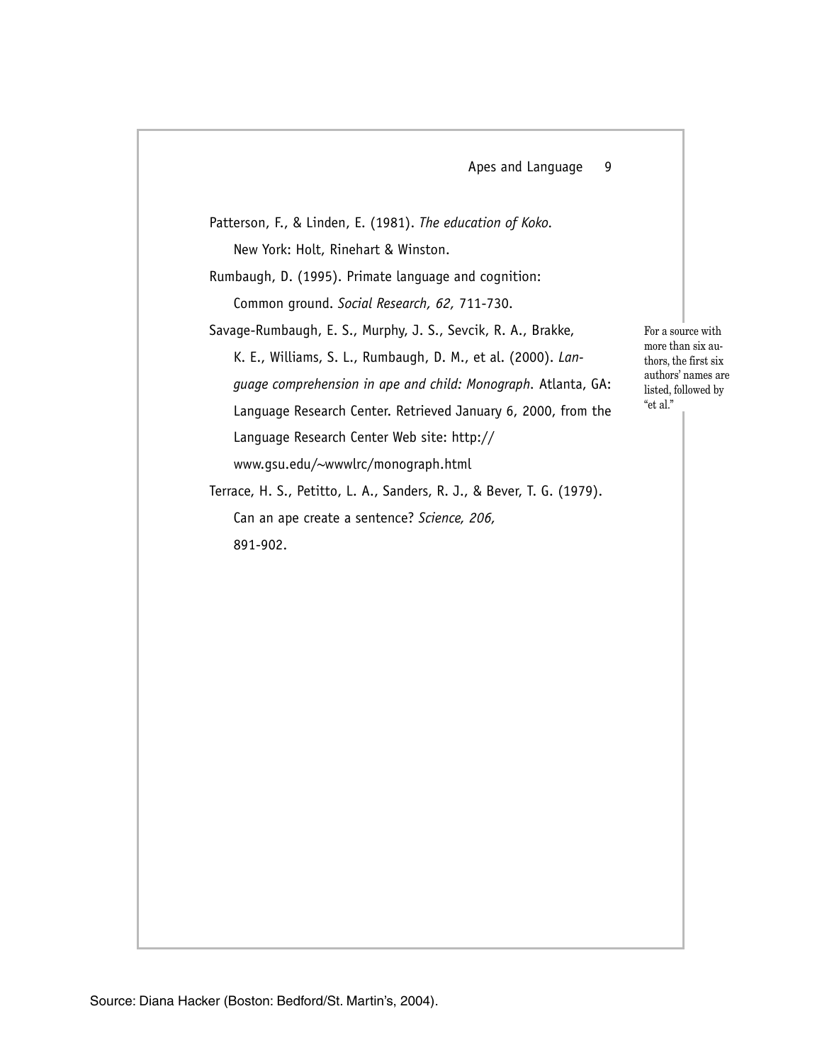Patterson, F., & Linden, E. (1981). *The education of Koko*. New York: Holt, Rinehart & Winston.

Rumbaugh, D. (1995). Primate language and cognition: Common ground. *Social Research, 62,* 711-730.

Savage-Rumbaugh, E. S., Murphy, J. S., Sevcik, R. A., Brakke, K. E., Williams, S. L., Rumbaugh, D. M., et al. (2000). *Language comprehension in ape and child: Monograph*. Atlanta, GA: Language Research Center. Retrieved January 6, 2000, from the Language Research Center Web site: http://www.gsu.edu/~wwwlrc/monograph.html

For a source with more than six authors, the first six authors' names are listed, followed by "et al."

Terrace, H. S., Petitto, L. A., Sanders, R. J., & Bever, T. G. (1979). Can an ape create a sentence? *Science, 206,* 891-902.

Source: Diana Hacker (Boston: Bedford/St. Martin's, 2004).